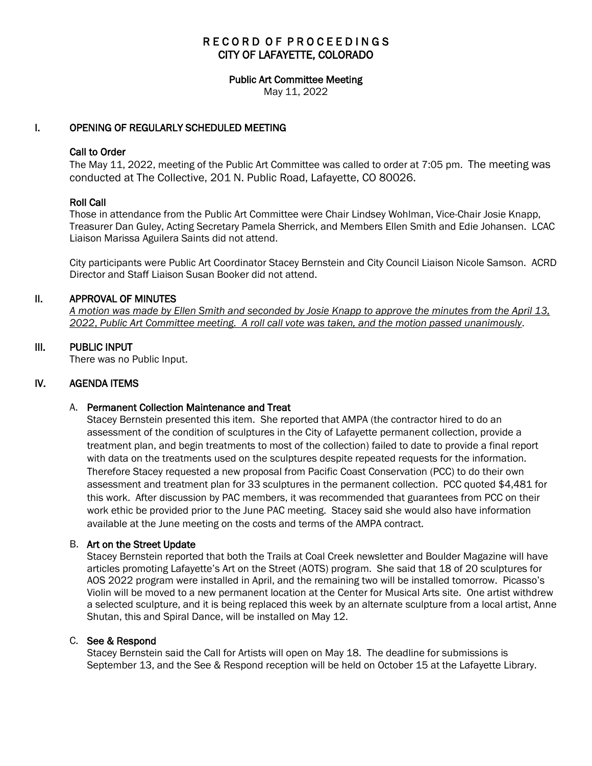# RECORD OF PROCEEDINGS
# CITY OF LAFAYETTE, COLORADO

## Public Art Committee Meeting

May 11, 2022

## I. OPENING OF REGULARLY SCHEDULED MEETING

### Call to Order

The May 11, 2022, meeting of the Public Art Committee was called to order at 7:05 pm. The meeting was conducted at The Collective, 201 N. Public Road, Lafayette, CO 80026.

### Roll Call

Those in attendance from the Public Art Committee were Chair Lindsey Wohlman, Vice-Chair Josie Knapp, Treasurer Dan Guley, Acting Secretary Pamela Sherrick, and Members Ellen Smith and Edie Johansen. LCAC Liaison Marissa Aguilera Saints did not attend.

City participants were Public Art Coordinator Stacey Bernstein and City Council Liaison Nicole Samson. ACRD Director and Staff Liaison Susan Booker did not attend.

## II. APPROVAL OF MINUTES

*A motion was made by Ellen Smith and seconded by Josie Knapp to approve the minutes from the April 13, 2022, Public Art Committee meeting. A roll call vote was taken, and the motion passed unanimously*.

## III. PUBLIC INPUT

There was no Public Input.

## IV. AGENDA ITEMS

### A. Permanent Collection Maintenance and Treat

Stacey Bernstein presented this item. She reported that AMPA (the contractor hired to do an assessment of the condition of sculptures in the City of Lafayette permanent collection, provide a treatment plan, and begin treatments to most of the collection) failed to date to provide a final report with data on the treatments used on the sculptures despite repeated requests for the information. Therefore Stacey requested a new proposal from Pacific Coast Conservation (PCC) to do their own assessment and treatment plan for 33 sculptures in the permanent collection. PCC quoted $4,481 for this work. After discussion by PAC members, it was recommended that guarantees from PCC on their work ethic be provided prior to the June PAC meeting. Stacey said she would also have information available at the June meeting on the costs and terms of the AMPA contract.

### B. Art on the Street Update

Stacey Bernstein reported that both the Trails at Coal Creek newsletter and Boulder Magazine will have articles promoting Lafayette's Art on the Street (AOTS) program. She said that 18 of 20 sculptures for AOS 2022 program were installed in April, and the remaining two will be installed tomorrow. Picasso's Violin will be moved to a new permanent location at the Center for Musical Arts site. One artist withdrew a selected sculpture, and it is being replaced this week by an alternate sculpture from a local artist, Anne Shutan, this and Spiral Dance, will be installed on May 12.

### C. See & Respond

Stacey Bernstein said the Call for Artists will open on May 18. The deadline for submissions is September 13, and the See & Respond reception will be held on October 15 at the Lafayette Library.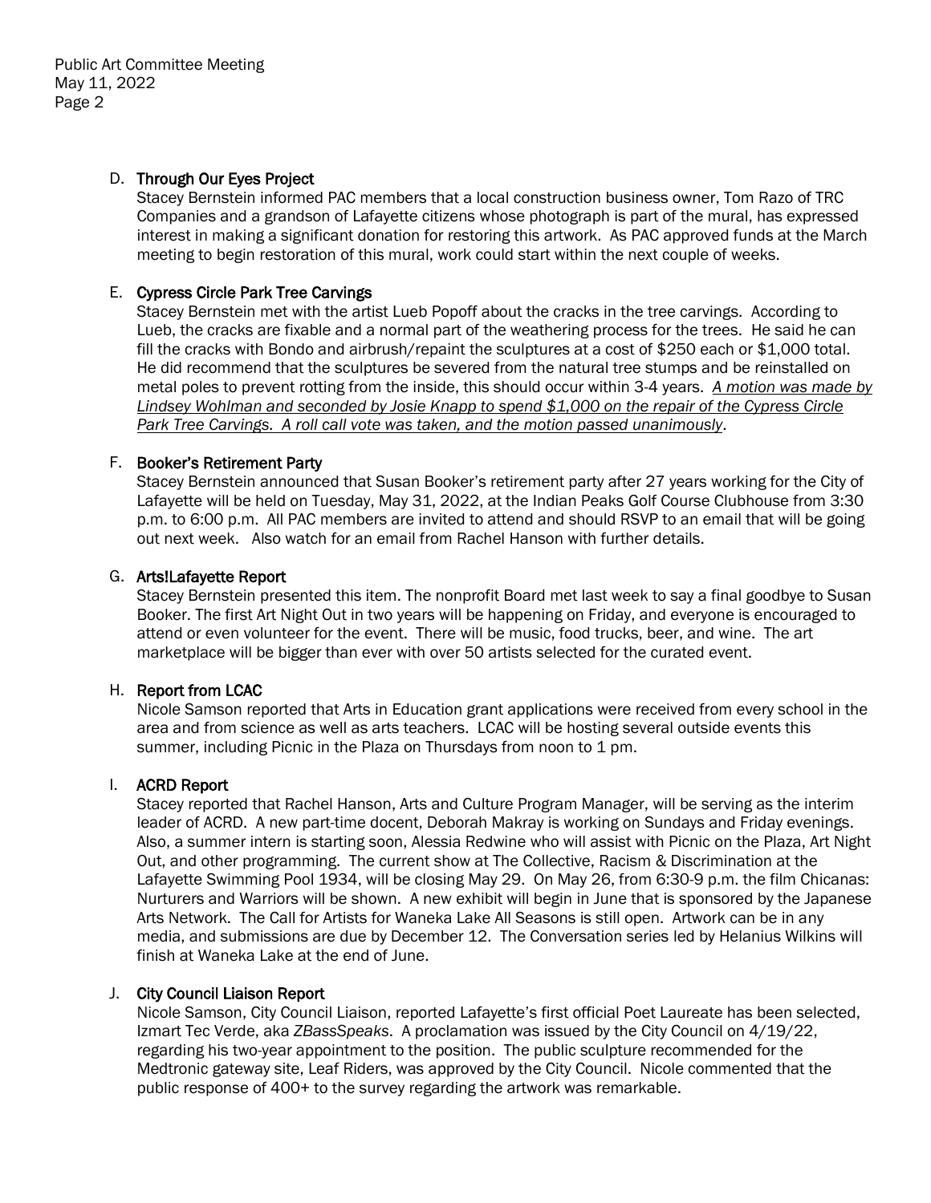D. **Through Our Eyes Project**

Stacey Bernstein informed PAC members that a local construction business owner, Tom Razo of TRC Companies and a grandson of Lafayette citizens whose photograph is part of the mural, has expressed interest in making a significant donation for restoring this artwork. As PAC approved funds at the March meeting to begin restoration of this mural, work could start within the next couple of weeks.

E. **Cypress Circle Park Tree Carvings**

Stacey Bernstein met with the artist Lueb Popoff about the cracks in the tree carvings. According to Lueb, the cracks are fixable and a normal part of the weathering process for the trees. He said he can fill the cracks with Bondo and airbrush/repaint the sculptures at a cost of $250 each or $1,000 total. He did recommend that the sculptures be severed from the natural tree stumps and be reinstalled on metal poles to prevent rotting from the inside, this should occur within 3-4 years. *A motion was made by Lindsey Wohlman and seconded by Josie Knapp to spend $1,000 on the repair of the Cypress Circle Park Tree Carvings. A roll call vote was taken, and the motion passed unanimously*.

F. **Booker's Retirement Party**

Stacey Bernstein announced that Susan Booker's retirement party after 27 years working for the City of Lafayette will be held on Tuesday, May 31, 2022, at the Indian Peaks Golf Course Clubhouse from 3:30 p.m. to 6:00 p.m. All PAC members are invited to attend and should RSVP to an email that will be going out next week. Also watch for an email from Rachel Hanson with further details.

G. **Arts!Lafayette Report**

Stacey Bernstein presented this item. The nonprofit Board met last week to say a final goodbye to Susan Booker. The first Art Night Out in two years will be happening on Friday, and everyone is encouraged to attend or even volunteer for the event. There will be music, food trucks, beer, and wine. The art marketplace will be bigger than ever with over 50 artists selected for the curated event.

H. **Report from LCAC**

Nicole Samson reported that Arts in Education grant applications were received from every school in the area and from science as well as arts teachers. LCAC will be hosting several outside events this summer, including Picnic in the Plaza on Thursdays from noon to 1 pm.

I. **ACRD Report**

Stacey reported that Rachel Hanson, Arts and Culture Program Manager, will be serving as the interim leader of ACRD. A new part-time docent, Deborah Makray is working on Sundays and Friday evenings. Also, a summer intern is starting soon, Alessia Redwine who will assist with Picnic on the Plaza, Art Night Out, and other programming. The current show at The Collective, Racism & Discrimination at the Lafayette Swimming Pool 1934, will be closing May 29. On May 26, from 6:30-9 p.m. the film Chicanas: Nurturers and Warriors will be shown. A new exhibit will begin in June that is sponsored by the Japanese Arts Network. The Call for Artists for Waneka Lake All Seasons is still open. Artwork can be in any media, and submissions are due by December 12. The Conversation series led by Helanius Wilkins will finish at Waneka Lake at the end of June.

J. **City Council Liaison Report**

Nicole Samson, City Council Liaison, reported Lafayette's first official Poet Laureate has been selected, Izmart Tec Verde, aka *ZBassSpeaks*. A proclamation was issued by the City Council on 4/19/22, regarding his two-year appointment to the position. The public sculpture recommended for the Medtronic gateway site, Leaf Riders, was approved by the City Council. Nicole commented that the public response of 400+ to the survey regarding the artwork was remarkable.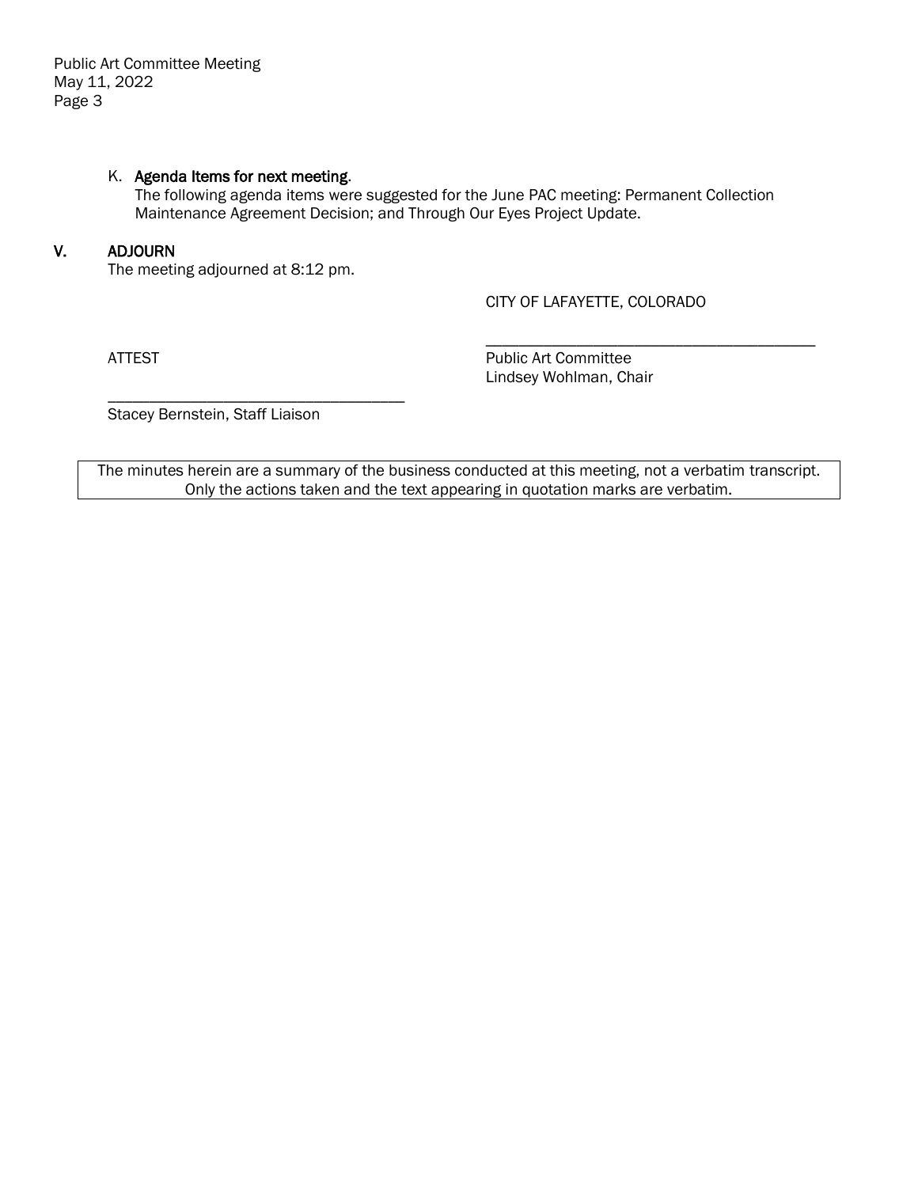K. **Agenda Items for next meeting**.
The following agenda items were suggested for the June PAC meeting: Permanent Collection Maintenance Agreement Decision; and Through Our Eyes Project Update.

## V. ADJOURN

The meeting adjourned at 8:12 pm.

CITY OF LAFAYETTE, COLORADO

_________________________________________
Public Art Committee
Lindsey Wohlman, Chair

ATTEST

_____________________________________
Stacey Bernstein, Staff Liaison

The minutes herein are a summary of the business conducted at this meeting, not a verbatim transcript. Only the actions taken and the text appearing in quotation marks are verbatim.